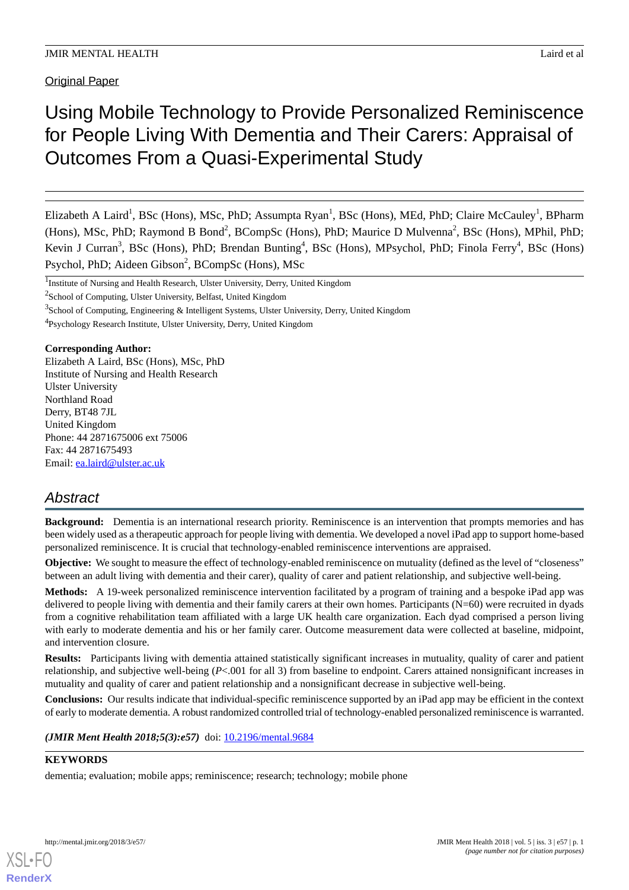Original Paper

# Using Mobile Technology to Provide Personalized Reminiscence for People Living With Dementia and Their Carers: Appraisal of Outcomes From a Quasi-Experimental Study

Elizabeth A Laird[1], BSc (Hons), MSc, PhD; Assumpta Ryan[1], BSc (Hons), MEd, PhD; Claire McCauley[1], BPharm (Hons), MSc, PhD; Raymond B Bond[2], BCompSc (Hons), PhD; Maurice D Mulvenna[2], BSc (Hons), MPhil, PhD; Kevin J Curran[3], BSc (Hons), PhD; Brendan Bunting[4], BSc (Hons), MPsychol, PhD; Finola Ferry[4], BSc (Hons) Psychol, PhD; Aideen Gibson[2], BCompSc (Hons), MSc

[1]Institute of Nursing and Health Research, Ulster University, Derry, United Kingdom

[2]School of Computing, Ulster University, Belfast, United Kingdom

[3]School of Computing, Engineering & Intelligent Systems, Ulster University, Derry, United Kingdom

[4]Psychology Research Institute, Ulster University, Derry, United Kingdom

**Corresponding Author:**
Elizabeth A Laird, BSc (Hons), MSc, PhD
Institute of Nursing and Health Research
Ulster University
Northland Road
Derry, BT48 7JL
United Kingdom
Phone: 44 2871675006 ext 75006
Fax: 44 2871675493
Email: ea.laird@ulster.ac.uk

## Abstract

**Background:** Dementia is an international research priority. Reminiscence is an intervention that prompts memories and has been widely used as a therapeutic approach for people living with dementia. We developed a novel iPad app to support home-based personalized reminiscence. It is crucial that technology-enabled reminiscence interventions are appraised.

**Objective:** We sought to measure the effect of technology-enabled reminiscence on mutuality (defined as the level of "closeness" between an adult living with dementia and their carer), quality of carer and patient relationship, and subjective well-being.

**Methods:** A 19-week personalized reminiscence intervention facilitated by a program of training and a bespoke iPad app was delivered to people living with dementia and their family carers at their own homes. Participants (N=60) were recruited in dyads from a cognitive rehabilitation team affiliated with a large UK health care organization. Each dyad comprised a person living with early to moderate dementia and his or her family carer. Outcome measurement data were collected at baseline, midpoint, and intervention closure.

**Results:** Participants living with dementia attained statistically significant increases in mutuality, quality of carer and patient relationship, and subjective well-being ($P<.001$ for all 3) from baseline to endpoint. Carers attained nonsignificant increases in mutuality and quality of carer and patient relationship and a nonsignificant decrease in subjective well-being.

**Conclusions:** Our results indicate that individual-specific reminiscence supported by an iPad app may be efficient in the context of early to moderate dementia. A robust randomized controlled trial of technology-enabled personalized reminiscence is warranted.

***(JMIR Ment Health 2018;5(3):e57)*** doi: 10.2196/mental.9684

**KEYWORDS**

dementia; evaluation; mobile apps; reminiscence; research; technology; mobile phone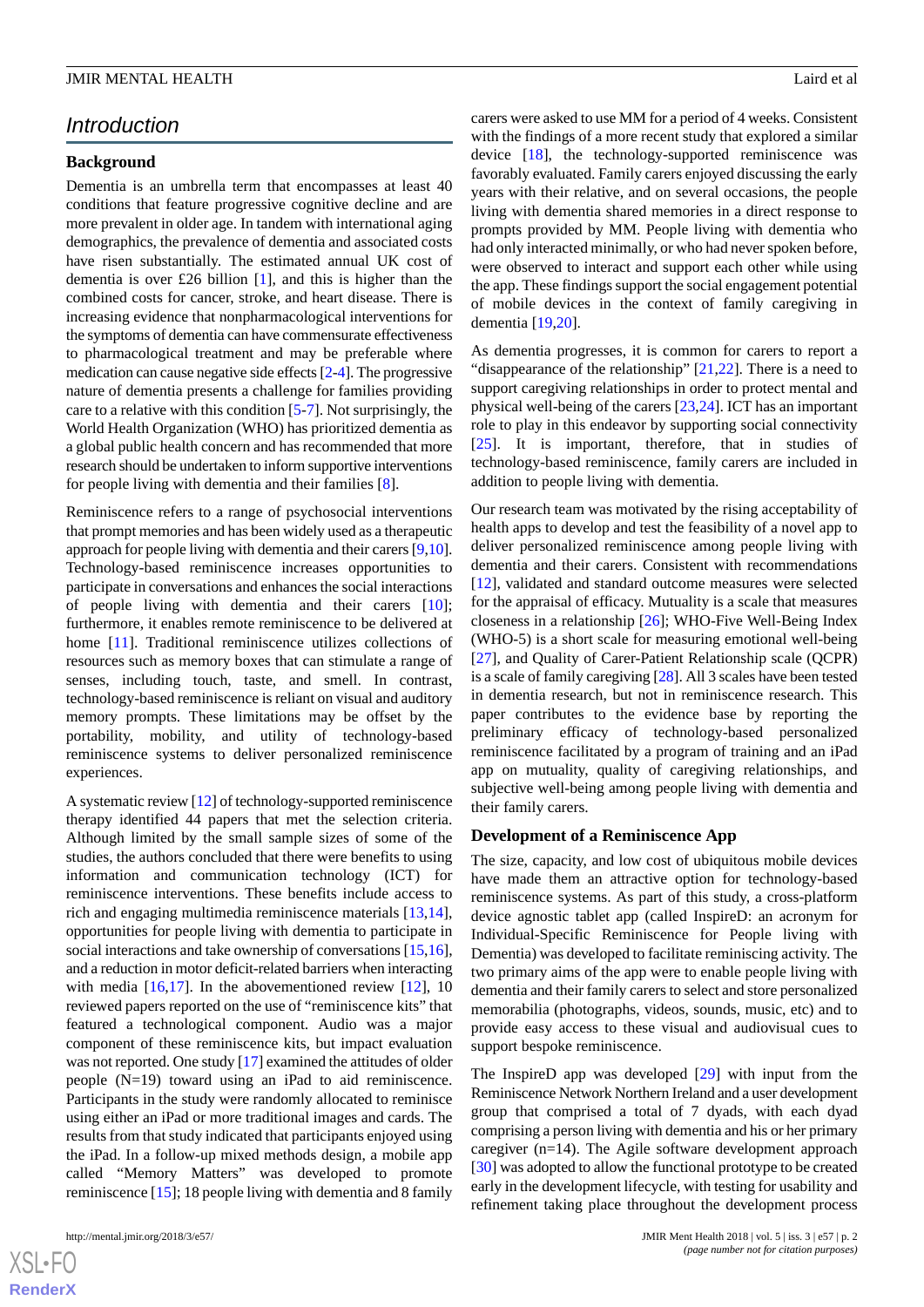## Introduction

### Background

Dementia is an umbrella term that encompasses at least 40 conditions that feature progressive cognitive decline and are more prevalent in older age. In tandem with international aging demographics, the prevalence of dementia and associated costs have risen substantially. The estimated annual UK cost of dementia is over £26 billion [1], and this is higher than the combined costs for cancer, stroke, and heart disease. There is increasing evidence that nonpharmacological interventions for the symptoms of dementia can have commensurate effectiveness to pharmacological treatment and may be preferable where medication can cause negative side effects [2-4]. The progressive nature of dementia presents a challenge for families providing care to a relative with this condition [5-7]. Not surprisingly, the World Health Organization (WHO) has prioritized dementia as a global public health concern and has recommended that more research should be undertaken to inform supportive interventions for people living with dementia and their families [8].

Reminiscence refers to a range of psychosocial interventions that prompt memories and has been widely used as a therapeutic approach for people living with dementia and their carers [9,10]. Technology-based reminiscence increases opportunities to participate in conversations and enhances the social interactions of people living with dementia and their carers [10]; furthermore, it enables remote reminiscence to be delivered at home [11]. Traditional reminiscence utilizes collections of resources such as memory boxes that can stimulate a range of senses, including touch, taste, and smell. In contrast, technology-based reminiscence is reliant on visual and auditory memory prompts. These limitations may be offset by the portability, mobility, and utility of technology-based reminiscence systems to deliver personalized reminiscence experiences.

A systematic review [12] of technology-supported reminiscence therapy identified 44 papers that met the selection criteria. Although limited by the small sample sizes of some of the studies, the authors concluded that there were benefits to using information and communication technology (ICT) for reminiscence interventions. These benefits include access to rich and engaging multimedia reminiscence materials [13,14], opportunities for people living with dementia to participate in social interactions and take ownership of conversations [15,16], and a reduction in motor deficit-related barriers when interacting with media [16,17]. In the abovementioned review [12], 10 reviewed papers reported on the use of "reminiscence kits" that featured a technological component. Audio was a major component of these reminiscence kits, but impact evaluation was not reported. One study [17] examined the attitudes of older people (N=19) toward using an iPad to aid reminiscence. Participants in the study were randomly allocated to reminisce using either an iPad or more traditional images and cards. The results from that study indicated that participants enjoyed using the iPad. In a follow-up mixed methods design, a mobile app called "Memory Matters" was developed to promote reminiscence [15]; 18 people living with dementia and 8 family carers were asked to use MM for a period of 4 weeks. Consistent with the findings of a more recent study that explored a similar device [18], the technology-supported reminiscence was favorably evaluated. Family carers enjoyed discussing the early years with their relative, and on several occasions, the people living with dementia shared memories in a direct response to prompts provided by MM. People living with dementia who had only interacted minimally, or who had never spoken before, were observed to interact and support each other while using the app. These findings support the social engagement potential of mobile devices in the context of family caregiving in dementia [19,20].

As dementia progresses, it is common for carers to report a "disappearance of the relationship" [21,22]. There is a need to support caregiving relationships in order to protect mental and physical well-being of the carers [23,24]. ICT has an important role to play in this endeavor by supporting social connectivity [25]. It is important, therefore, that in studies of technology-based reminiscence, family carers are included in addition to people living with dementia.

Our research team was motivated by the rising acceptability of health apps to develop and test the feasibility of a novel app to deliver personalized reminiscence among people living with dementia and their carers. Consistent with recommendations [12], validated and standard outcome measures were selected for the appraisal of efficacy. Mutuality is a scale that measures closeness in a relationship [26]; WHO-Five Well-Being Index (WHO-5) is a short scale for measuring emotional well-being [27], and Quality of Carer-Patient Relationship scale (QCPR) is a scale of family caregiving [28]. All 3 scales have been tested in dementia research, but not in reminiscence research. This paper contributes to the evidence base by reporting the preliminary efficacy of technology-based personalized reminiscence facilitated by a program of training and an iPad app on mutuality, quality of caregiving relationships, and subjective well-being among people living with dementia and their family carers.

### Development of a Reminiscence App

The size, capacity, and low cost of ubiquitous mobile devices have made them an attractive option for technology-based reminiscence systems. As part of this study, a cross-platform device agnostic tablet app (called InspireD: an acronym for Individual-Specific Reminiscence for People living with Dementia) was developed to facilitate reminiscing activity. The two primary aims of the app were to enable people living with dementia and their family carers to select and store personalized memorabilia (photographs, videos, sounds, music, etc) and to provide easy access to these visual and audiovisual cues to support bespoke reminiscence.

The InspireD app was developed [29] with input from the Reminiscence Network Northern Ireland and a user development group that comprised a total of 7 dyads, with each dyad comprising a person living with dementia and his or her primary caregiver (n=14). The Agile software development approach [30] was adopted to allow the functional prototype to be created early in the development lifecycle, with testing for usability and refinement taking place throughout the development process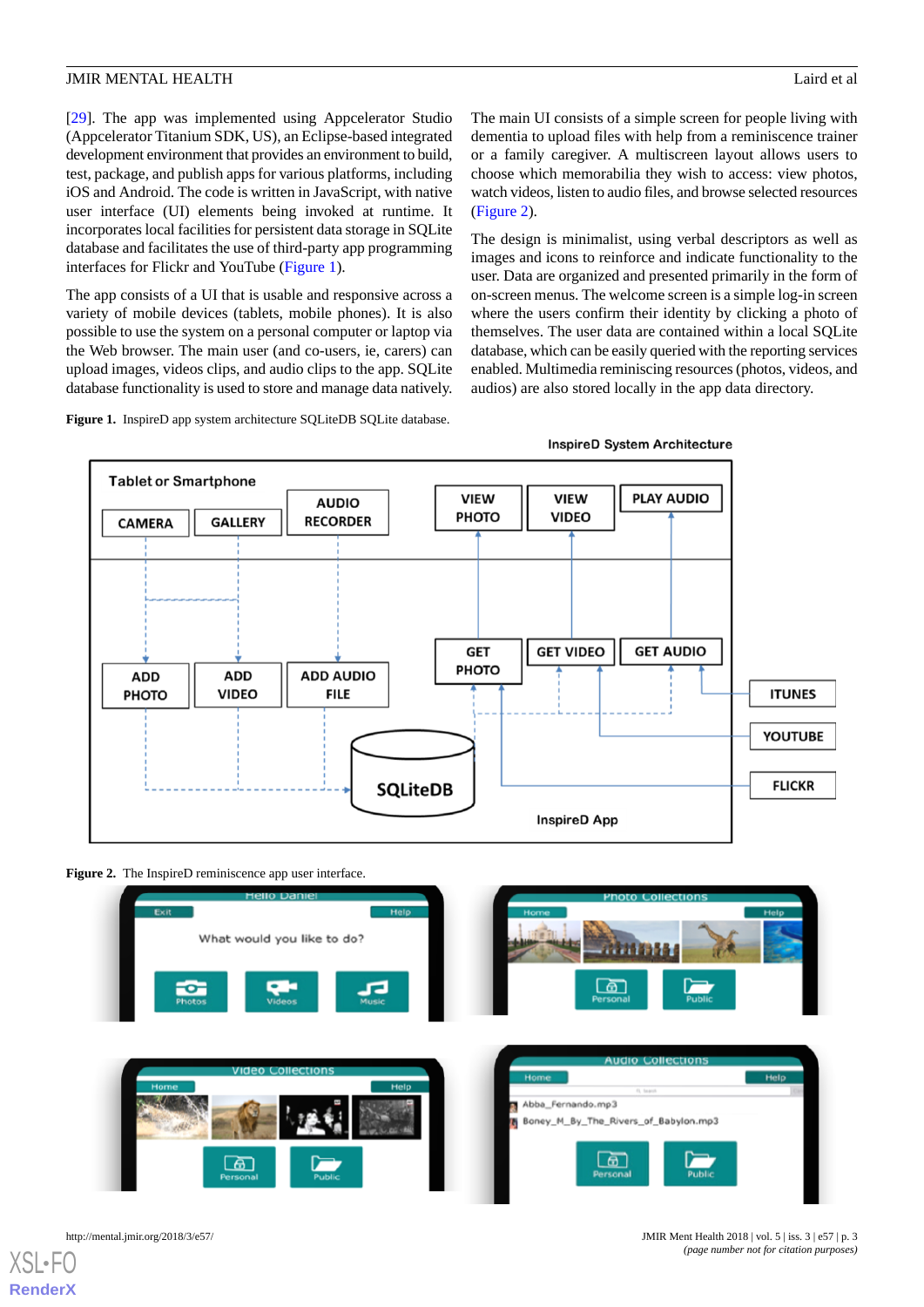[29]. The app was implemented using Appcelerator Studio (Appcelerator Titanium SDK, US), an Eclipse-based integrated development environment that provides an environment to build, test, package, and publish apps for various platforms, including iOS and Android. The code is written in JavaScript, with native user interface (UI) elements being invoked at runtime. It incorporates local facilities for persistent data storage in SQLite database and facilitates the use of third-party app programming interfaces for Flickr and YouTube (Figure 1).

The app consists of a UI that is usable and responsive across a variety of mobile devices (tablets, mobile phones). It is also possible to use the system on a personal computer or laptop via the Web browser. The main user (and co-users, ie, carers) can upload images, videos clips, and audio clips to the app. SQLite database functionality is used to store and manage data natively.

The main UI consists of a simple screen for people living with dementia to upload files with help from a reminiscence trainer or a family caregiver. A multiscreen layout allows users to choose which memorabilia they wish to access: view photos, watch videos, listen to audio files, and browse selected resources (Figure 2).

The design is minimalist, using verbal descriptors as well as images and icons to reinforce and indicate functionality to the user. Data are organized and presented primarily in the form of on-screen menus. The welcome screen is a simple log-in screen where the users confirm their identity by clicking a photo of themselves. The user data are contained within a local SQLite database, which can be easily queried with the reporting services enabled. Multimedia reminiscing resources (photos, videos, and audios) are also stored locally in the app data directory.

**Figure 1.** InspireD app system architecture SQLiteDB SQLite database.

**Figure 2.** The InspireD reminiscence app user interface.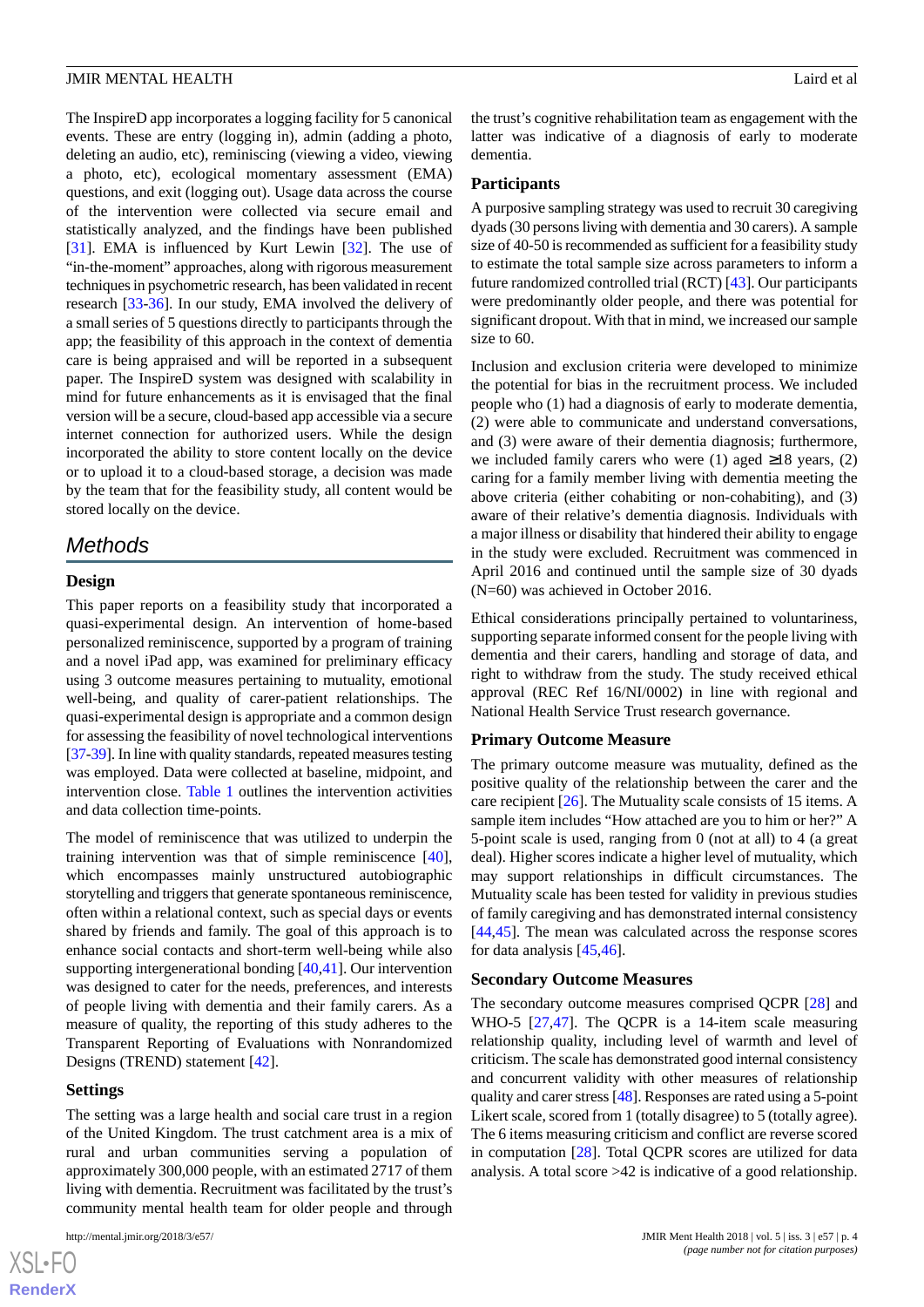The InspireD app incorporates a logging facility for 5 canonical events. These are entry (logging in), admin (adding a photo, deleting an audio, etc), reminiscing (viewing a video, viewing a photo, etc), ecological momentary assessment (EMA) questions, and exit (logging out). Usage data across the course of the intervention were collected via secure email and statistically analyzed, and the findings have been published [31]. EMA is influenced by Kurt Lewin [32]. The use of "in-the-moment" approaches, along with rigorous measurement techniques in psychometric research, has been validated in recent research [33-36]. In our study, EMA involved the delivery of a small series of 5 questions directly to participants through the app; the feasibility of this approach in the context of dementia care is being appraised and will be reported in a subsequent paper. The InspireD system was designed with scalability in mind for future enhancements as it is envisaged that the final version will be a secure, cloud-based app accessible via a secure internet connection for authorized users. While the design incorporated the ability to store content locally on the device or to upload it to a cloud-based storage, a decision was made by the team that for the feasibility study, all content would be stored locally on the device.

## Methods

### Design

This paper reports on a feasibility study that incorporated a quasi-experimental design. An intervention of home-based personalized reminiscence, supported by a program of training and a novel iPad app, was examined for preliminary efficacy using 3 outcome measures pertaining to mutuality, emotional well-being, and quality of carer-patient relationships. The quasi-experimental design is appropriate and a common design for assessing the feasibility of novel technological interventions [37-39]. In line with quality standards, repeated measures testing was employed. Data were collected at baseline, midpoint, and intervention close. Table 1 outlines the intervention activities and data collection time-points.

The model of reminiscence that was utilized to underpin the training intervention was that of simple reminiscence [40], which encompasses mainly unstructured autobiographic storytelling and triggers that generate spontaneous reminiscence, often within a relational context, such as special days or events shared by friends and family. The goal of this approach is to enhance social contacts and short-term well-being while also supporting intergenerational bonding [40,41]. Our intervention was designed to cater for the needs, preferences, and interests of people living with dementia and their family carers. As a measure of quality, the reporting of this study adheres to the Transparent Reporting of Evaluations with Nonrandomized Designs (TREND) statement [42].

### Settings

The setting was a large health and social care trust in a region of the United Kingdom. The trust catchment area is a mix of rural and urban communities serving a population of approximately 300,000 people, with an estimated 2717 of them living with dementia. Recruitment was facilitated by the trust's community mental health team for older people and through the trust's cognitive rehabilitation team as engagement with the latter was indicative of a diagnosis of early to moderate dementia.

### Participants

A purposive sampling strategy was used to recruit 30 caregiving dyads (30 persons living with dementia and 30 carers). A sample size of 40-50 is recommended as sufficient for a feasibility study to estimate the total sample size across parameters to inform a future randomized controlled trial (RCT) [43]. Our participants were predominantly older people, and there was potential for significant dropout. With that in mind, we increased our sample size to 60.

Inclusion and exclusion criteria were developed to minimize the potential for bias in the recruitment process. We included people who (1) had a diagnosis of early to moderate dementia, (2) were able to communicate and understand conversations, and (3) were aware of their dementia diagnosis; furthermore, we included family carers who were (1) aged ≥18 years, (2) caring for a family member living with dementia meeting the above criteria (either cohabiting or non-cohabiting), and (3) aware of their relative's dementia diagnosis. Individuals with a major illness or disability that hindered their ability to engage in the study were excluded. Recruitment was commenced in April 2016 and continued until the sample size of 30 dyads (N=60) was achieved in October 2016.

Ethical considerations principally pertained to voluntariness, supporting separate informed consent for the people living with dementia and their carers, handling and storage of data, and right to withdraw from the study. The study received ethical approval (REC Ref 16/NI/0002) in line with regional and National Health Service Trust research governance.

### Primary Outcome Measure

The primary outcome measure was mutuality, defined as the positive quality of the relationship between the carer and the care recipient [26]. The Mutuality scale consists of 15 items. A sample item includes "How attached are you to him or her?" A 5-point scale is used, ranging from 0 (not at all) to 4 (a great deal). Higher scores indicate a higher level of mutuality, which may support relationships in difficult circumstances. The Mutuality scale has been tested for validity in previous studies of family caregiving and has demonstrated internal consistency [44,45]. The mean was calculated across the response scores for data analysis [45,46].

### Secondary Outcome Measures

The secondary outcome measures comprised QCPR [28] and WHO-5 [27,47]. The QCPR is a 14-item scale measuring relationship quality, including level of warmth and level of criticism. The scale has demonstrated good internal consistency and concurrent validity with other measures of relationship quality and carer stress [48]. Responses are rated using a 5-point Likert scale, scored from 1 (totally disagree) to 5 (totally agree). The 6 items measuring criticism and conflict are reverse scored in computation [28]. Total QCPR scores are utilized for data analysis. A total score >42 is indicative of a good relationship.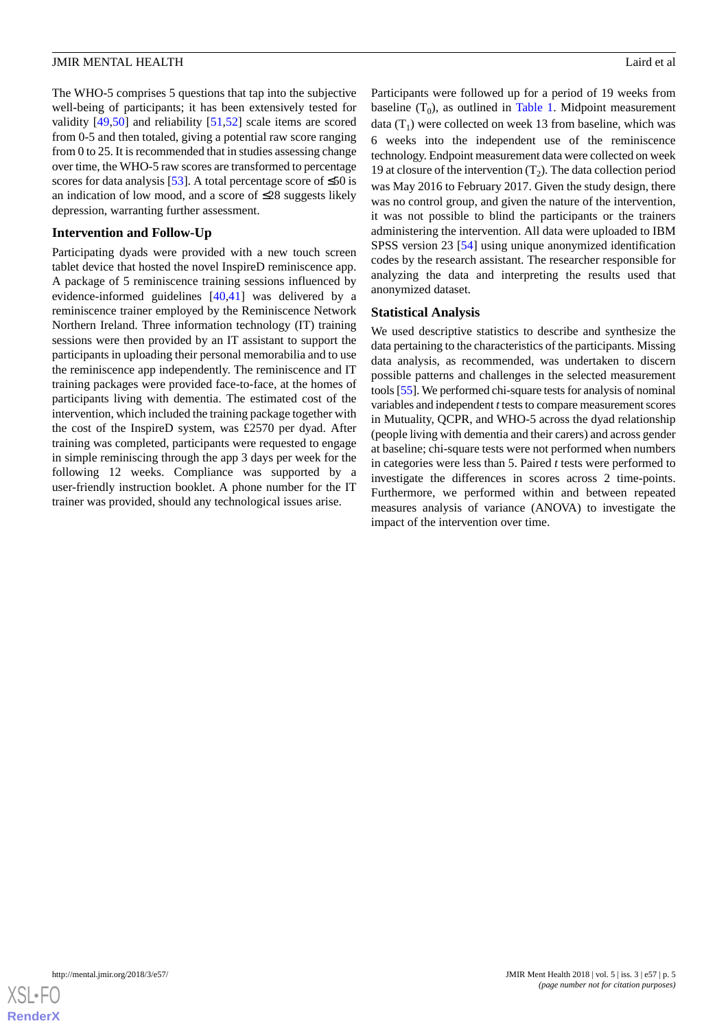The WHO-5 comprises 5 questions that tap into the subjective well-being of participants; it has been extensively tested for validity [49,50] and reliability [51,52] scale items are scored from 0-5 and then totaled, giving a potential raw score ranging from 0 to 25. It is recommended that in studies assessing change over time, the WHO-5 raw scores are transformed to percentage scores for data analysis [53]. A total percentage score of ≤50 is an indication of low mood, and a score of ≤28 suggests likely depression, warranting further assessment.

### Intervention and Follow-Up

Participating dyads were provided with a new touch screen tablet device that hosted the novel InspireD reminiscence app. A package of 5 reminiscence training sessions influenced by evidence-informed guidelines [40,41] was delivered by a reminiscence trainer employed by the Reminiscence Network Northern Ireland. Three information technology (IT) training sessions were then provided by an IT assistant to support the participants in uploading their personal memorabilia and to use the reminiscence app independently. The reminiscence and IT training packages were provided face-to-face, at the homes of participants living with dementia. The estimated cost of the intervention, which included the training package together with the cost of the InspireD system, was £2570 per dyad. After training was completed, participants were requested to engage in simple reminiscing through the app 3 days per week for the following 12 weeks. Compliance was supported by a user-friendly instruction booklet. A phone number for the IT trainer was provided, should any technological issues arise.

Participants were followed up for a period of 19 weeks from baseline ($T_0$), as outlined in Table 1. Midpoint measurement data ($T_1$) were collected on week 13 from baseline, which was 6 weeks into the independent use of the reminiscence technology. Endpoint measurement data were collected on week 19 at closure of the intervention ($T_2$). The data collection period was May 2016 to February 2017. Given the study design, there was no control group, and given the nature of the intervention, it was not possible to blind the participants or the trainers administering the intervention. All data were uploaded to IBM SPSS version 23 [54] using unique anonymized identification codes by the research assistant. The researcher responsible for analyzing the data and interpreting the results used that anonymized dataset.

### Statistical Analysis

We used descriptive statistics to describe and synthesize the data pertaining to the characteristics of the participants. Missing data analysis, as recommended, was undertaken to discern possible patterns and challenges in the selected measurement tools [55]. We performed chi-square tests for analysis of nominal variables and independent *t* tests to compare measurement scores in Mutuality, QCPR, and WHO-5 across the dyad relationship (people living with dementia and their carers) and across gender at baseline; chi-square tests were not performed when numbers in categories were less than 5. Paired *t* tests were performed to investigate the differences in scores across 2 time-points. Furthermore, we performed within and between repeated measures analysis of variance (ANOVA) to investigate the impact of the intervention over time.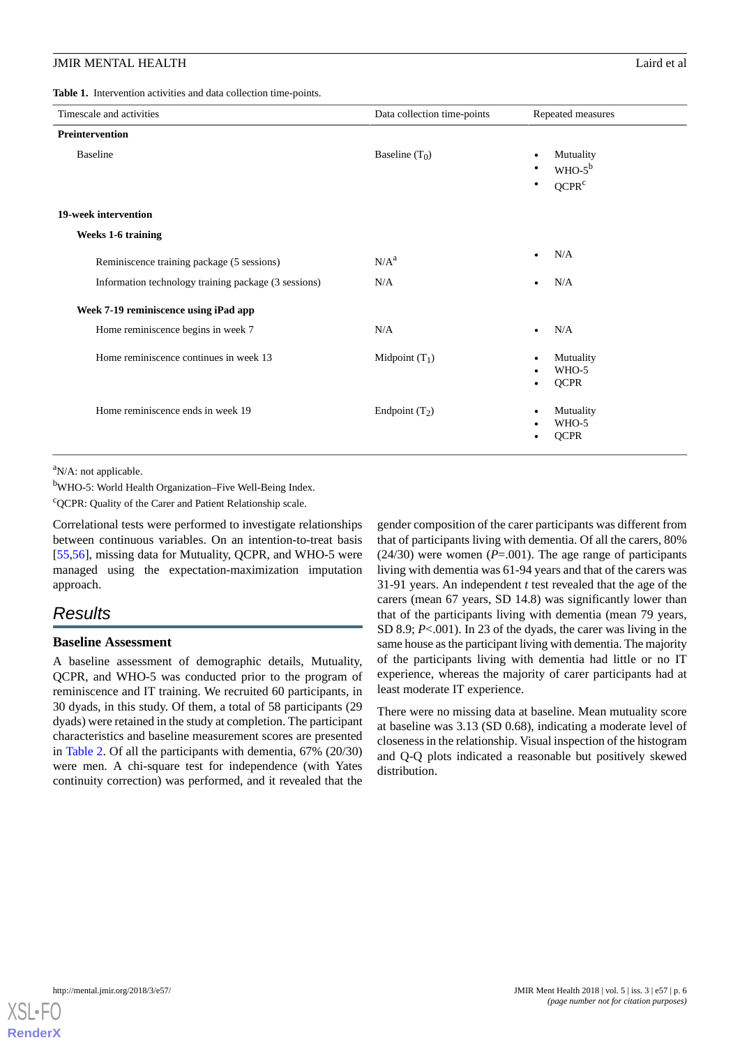**Table 1.** Intervention activities and data collection time-points.

| Timescale and activities | Data collection time-points | Repeated measures |
|---|---|---|
| **Preintervention** | | |
| Baseline | Baseline ($T_0$) | • Mutuality<br>• WHO-5[b]<br>• QCPR[c] |
| **19-week intervention** | | |
| **Weeks 1-6 training** | | |
| Reminiscence training package (5 sessions) | N/A[a] | • N/A |
| Information technology training package (3 sessions) | N/A | • N/A |
| **Week 7-19 reminiscence using iPad app** | | |
| Home reminiscence begins in week 7 | N/A | • N/A |
| Home reminiscence continues in week 13 | Midpoint ($T_1$) | • Mutuality<br>• WHO-5<br>• QCPR |
| Home reminiscence ends in week 19 | Endpoint ($T_2$) | • Mutuality<br>• WHO-5<br>• QCPR |

[a]N/A: not applicable.

[b]WHO-5: World Health Organization–Five Well-Being Index.

[c]QCPR: Quality of the Carer and Patient Relationship scale.

Correlational tests were performed to investigate relationships between continuous variables. On an intention-to-treat basis [55,56], missing data for Mutuality, QCPR, and WHO-5 were managed using the expectation-maximization imputation approach.

## Results

### Baseline Assessment

A baseline assessment of demographic details, Mutuality, QCPR, and WHO-5 was conducted prior to the program of reminiscence and IT training. We recruited 60 participants, in 30 dyads, in this study. Of them, a total of 58 participants (29 dyads) were retained in the study at completion. The participant characteristics and baseline measurement scores are presented in Table 2. Of all the participants with dementia, 67% (20/30) were men. A chi-square test for independence (with Yates continuity correction) was performed, and it revealed that the gender composition of the carer participants was different from that of participants living with dementia. Of all the carers, 80% (24/30) were women ($P$=.001). The age range of participants living with dementia was 61-94 years and that of the carers was 31-91 years. An independent $t$ test revealed that the age of the carers (mean 67 years, SD 14.8) was significantly lower than that of the participants living with dementia (mean 79 years, SD 8.9; $P$<.001). In 23 of the dyads, the carer was living in the same house as the participant living with dementia. The majority of the participants living with dementia had little or no IT experience, whereas the majority of carer participants had at least moderate IT experience.

There were no missing data at baseline. Mean mutuality score at baseline was 3.13 (SD 0.68), indicating a moderate level of closeness in the relationship. Visual inspection of the histogram and Q-Q plots indicated a reasonable but positively skewed distribution.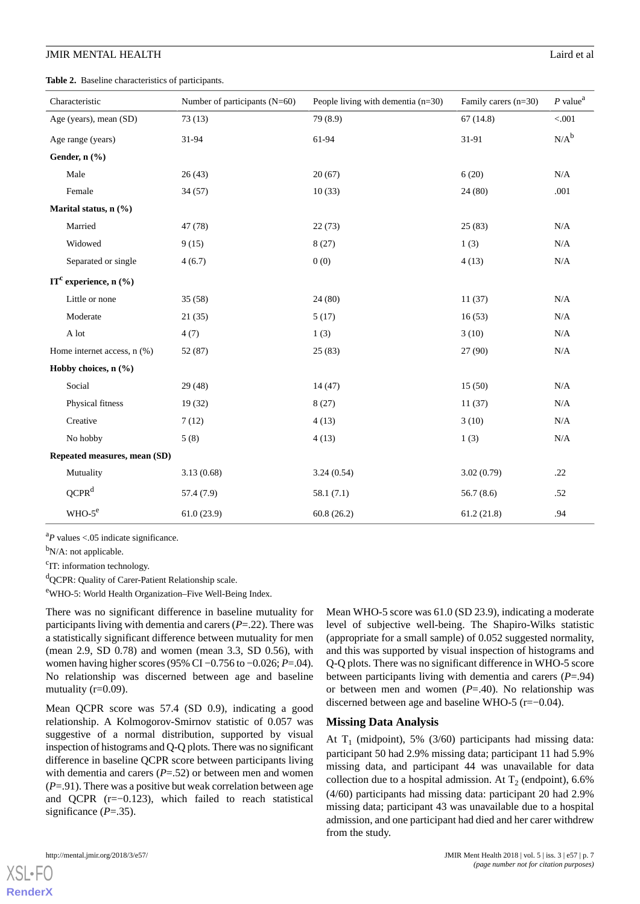**Table 2.** Baseline characteristics of participants.

| Characteristic | Number of participants (N=60) | People living with dementia (n=30) | Family carers (n=30) | *P* value[a] |
|---|---|---|---|---|
| Age (years), mean (SD) | 73 (13) | 79 (8.9) | 67 (14.8) | <.001 |
| Age range (years) | 31-94 | 61-94 | 31-91 | N/A[b] |
| **Gender, n (%)** | | | | |
| Male | 26 (43) | 20 (67) | 6 (20) | N/A |
| Female | 34 (57) | 10 (33) | 24 (80) | .001 |
| **Marital status, n (%)** | | | | |
| Married | 47 (78) | 22 (73) | 25 (83) | N/A |
| Widowed | 9 (15) | 8 (27) | 1 (3) | N/A |
| Separated or single | 4 (6.7) | 0 (0) | 4 (13) | N/A |
| **IT[c] experience, n (%)** | | | | |
| Little or none | 35 (58) | 24 (80) | 11 (37) | N/A |
| Moderate | 21 (35) | 5 (17) | 16 (53) | N/A |
| A lot | 4 (7) | 1 (3) | 3 (10) | N/A |
| Home internet access, n (%) | 52 (87) | 25 (83) | 27 (90) | N/A |
| **Hobby choices, n (%)** | | | | |
| Social | 29 (48) | 14 (47) | 15 (50) | N/A |
| Physical fitness | 19 (32) | 8 (27) | 11 (37) | N/A |
| Creative | 7 (12) | 4 (13) | 3 (10) | N/A |
| No hobby | 5 (8) | 4 (13) | 1 (3) | N/A |
| **Repeated measures, mean (SD)** | | | | |
| Mutuality | 3.13 (0.68) | 3.24 (0.54) | 3.02 (0.79) | .22 |
| QCPR[d] | 57.4 (7.9) | 58.1 (7.1) | 56.7 (8.6) | .52 |
| WHO-5[e] | 61.0 (23.9) | 60.8 (26.2) | 61.2 (21.8) | .94 |

[a]*P* values <.05 indicate significance.

[b]N/A: not applicable.

[c]IT: information technology.

[d]QCPR: Quality of Carer-Patient Relationship scale.

[e]WHO-5: World Health Organization–Five Well-Being Index.

There was no significant difference in baseline mutuality for participants living with dementia and carers (*P*=.22). There was a statistically significant difference between mutuality for men (mean 2.9, SD 0.78) and women (mean 3.3, SD 0.56), with women having higher scores (95% CI −0.756 to −0.026; *P*=.04). No relationship was discerned between age and baseline mutuality (r=0.09).

Mean QCPR score was 57.4 (SD 0.9), indicating a good relationship. A Kolmogorov-Smirnov statistic of 0.057 was suggestive of a normal distribution, supported by visual inspection of histograms and Q-Q plots. There was no significant difference in baseline QCPR score between participants living with dementia and carers (*P*=.52) or between men and women (*P*=.91). There was a positive but weak correlation between age and QCPR (r=−0.123), which failed to reach statistical significance (*P*=.35).

Mean WHO-5 score was 61.0 (SD 23.9), indicating a moderate level of subjective well-being. The Shapiro-Wilks statistic (appropriate for a small sample) of 0.052 suggested normality, and this was supported by visual inspection of histograms and Q-Q plots. There was no significant difference in WHO-5 score between participants living with dementia and carers (*P*=.94) or between men and women (*P*=.40). No relationship was discerned between age and baseline WHO-5 (r=−0.04).

## Missing Data Analysis

At $T_1$ (midpoint), 5% (3/60) participants had missing data: participant 50 had 2.9% missing data; participant 11 had 5.9% missing data, and participant 44 was unavailable for data collection due to a hospital admission. At $T_2$ (endpoint), 6.6% (4/60) participants had missing data: participant 20 had 2.9% missing data; participant 43 was unavailable due to a hospital admission, and one participant had died and her carer withdrew from the study.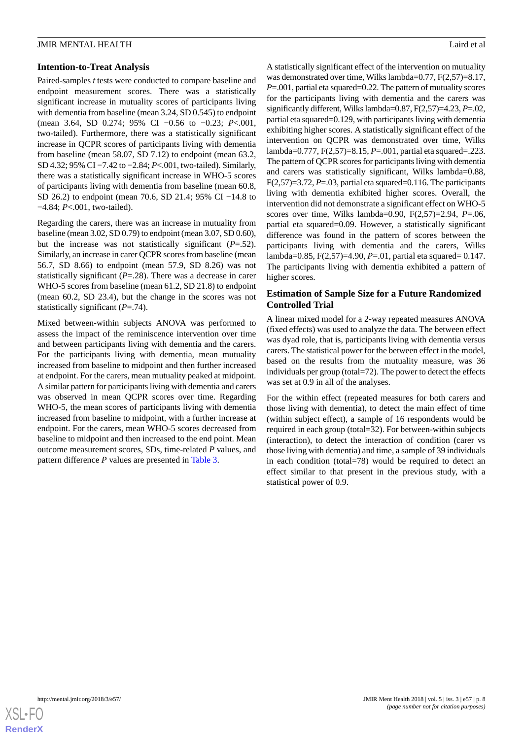### Intention-to-Treat Analysis

Paired-samples *t* tests were conducted to compare baseline and endpoint measurement scores. There was a statistically significant increase in mutuality scores of participants living with dementia from baseline (mean 3.24, SD 0.545) to endpoint (mean 3.64, SD 0.274; 95% CI −0.56 to −0.23; *P*<.001, two-tailed). Furthermore, there was a statistically significant increase in QCPR scores of participants living with dementia from baseline (mean 58.07, SD 7.12) to endpoint (mean 63.2, SD 4.32; 95% CI −7.42 to −2.84; *P*<.001, two-tailed). Similarly, there was a statistically significant increase in WHO-5 scores of participants living with dementia from baseline (mean 60.8, SD 26.2) to endpoint (mean 70.6, SD 21.4; 95% CI −14.8 to −4.84; *P*<.001, two-tailed).

Regarding the carers, there was an increase in mutuality from baseline (mean 3.02, SD 0.79) to endpoint (mean 3.07, SD 0.60), but the increase was not statistically significant (*P*=.52). Similarly, an increase in carer QCPR scores from baseline (mean 56.7, SD 8.66) to endpoint (mean 57.9, SD 8.26) was not statistically significant (*P*=.28). There was a decrease in carer WHO-5 scores from baseline (mean 61.2, SD 21.8) to endpoint (mean 60.2, SD 23.4), but the change in the scores was not statistically significant (*P*=.74).

Mixed between-within subjects ANOVA was performed to assess the impact of the reminiscence intervention over time and between participants living with dementia and the carers. For the participants living with dementia, mean mutuality increased from baseline to midpoint and then further increased at endpoint. For the carers, mean mutuality peaked at midpoint. A similar pattern for participants living with dementia and carers was observed in mean QCPR scores over time. Regarding WHO-5, the mean scores of participants living with dementia increased from baseline to midpoint, with a further increase at endpoint. For the carers, mean WHO-5 scores decreased from baseline to midpoint and then increased to the end point. Mean outcome measurement scores, SDs, time-related *P* values, and pattern difference *P* values are presented in Table 3.

A statistically significant effect of the intervention on mutuality was demonstrated over time, Wilks lambda=0.77, $F(2,57)=8.17$, *P*=.001, partial eta squared=0.22. The pattern of mutuality scores for the participants living with dementia and the carers was significantly different, Wilks lambda=0.87, $F(2,57)=4.23$, *P*=.02, partial eta squared=0.129, with participants living with dementia exhibiting higher scores. A statistically significant effect of the intervention on QCPR was demonstrated over time, Wilks lambda=0.777, $F(2,57)=8.15$, *P*=.001, partial eta squared=.223. The pattern of QCPR scores for participants living with dementia and carers was statistically significant, Wilks lambda=0.88, $F(2,57)=3.72$, *P*=.03, partial eta squared=0.116. The participants living with dementia exhibited higher scores. Overall, the intervention did not demonstrate a significant effect on WHO-5 scores over time, Wilks lambda=0.90, $F(2,57)=2.94$, *P*=.06, partial eta squared=0.09. However, a statistically significant difference was found in the pattern of scores between the participants living with dementia and the carers, Wilks lambda=0.85, $F(2,57)=4.90$, *P*=.01, partial eta squared= 0.147. The participants living with dementia exhibited a pattern of higher scores.

### Estimation of Sample Size for a Future Randomized Controlled Trial

A linear mixed model for a 2-way repeated measures ANOVA (fixed effects) was used to analyze the data. The between effect was dyad role, that is, participants living with dementia versus carers. The statistical power for the between effect in the model, based on the results from the mutuality measure, was 36 individuals per group (total=72). The power to detect the effects was set at 0.9 in all of the analyses.

For the within effect (repeated measures for both carers and those living with dementia), to detect the main effect of time (within subject effect), a sample of 16 respondents would be required in each group (total=32). For between-within subjects (interaction), to detect the interaction of condition (carer vs those living with dementia) and time, a sample of 39 individuals in each condition (total=78) would be required to detect an effect similar to that present in the previous study, with a statistical power of 0.9.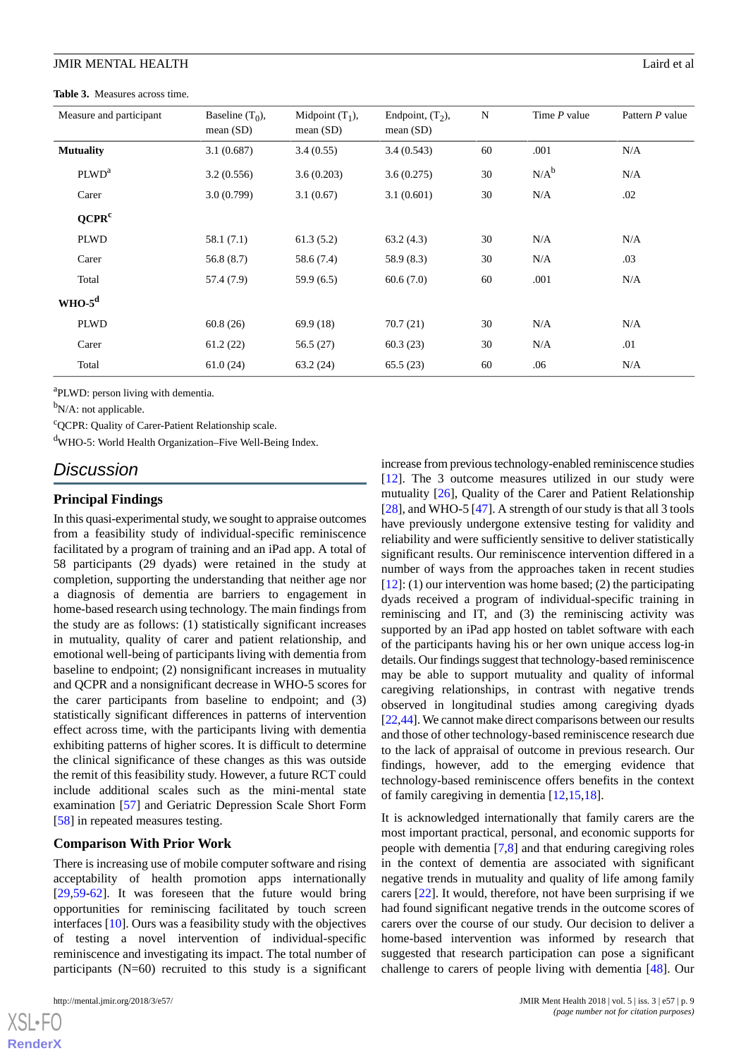**Table 3.** Measures across time.

| Measure and participant | Baseline ($T_0$), mean (SD) | Midpoint ($T_1$), mean (SD) | Endpoint, ($T_2$), mean (SD) | N | Time *P* value | Pattern *P* value |
|---|---|---|---|---|---|---|
| **Mutuality** | 3.1 (0.687) | 3.4 (0.55) | 3.4 (0.543) | 60 | .001 | N/A |
| PLWD[a] | 3.2 (0.556) | 3.6 (0.203) | 3.6 (0.275) | 30 | N/A[b] | N/A |
| Carer | 3.0 (0.799) | 3.1 (0.67) | 3.1 (0.601) | 30 | N/A | .02 |
| **QCPR[c]** | | | | | | |
| PLWD | 58.1 (7.1) | 61.3 (5.2) | 63.2 (4.3) | 30 | N/A | N/A |
| Carer | 56.8 (8.7) | 58.6 (7.4) | 58.9 (8.3) | 30 | N/A | .03 |
| Total | 57.4 (7.9) | 59.9 (6.5) | 60.6 (7.0) | 60 | .001 | N/A |
| **WHO-5[d]** | | | | | | |
| PLWD | 60.8 (26) | 69.9 (18) | 70.7 (21) | 30 | N/A | N/A |
| Carer | 61.2 (22) | 56.5 (27) | 60.3 (23) | 30 | N/A | .01 |
| Total | 61.0 (24) | 63.2 (24) | 65.5 (23) | 60 | .06 | N/A |

[a]PLWD: person living with dementia.

[b]N/A: not applicable.

[c]QCPR: Quality of Carer-Patient Relationship scale.

[d]WHO-5: World Health Organization–Five Well-Being Index.

## Discussion

### Principal Findings

In this quasi-experimental study, we sought to appraise outcomes from a feasibility study of individual-specific reminiscence facilitated by a program of training and an iPad app. A total of 58 participants (29 dyads) were retained in the study at completion, supporting the understanding that neither age nor a diagnosis of dementia are barriers to engagement in home-based research using technology. The main findings from the study are as follows: (1) statistically significant increases in mutuality, quality of carer and patient relationship, and emotional well-being of participants living with dementia from baseline to endpoint; (2) nonsignificant increases in mutuality and QCPR and a nonsignificant decrease in WHO-5 scores for the carer participants from baseline to endpoint; and (3) statistically significant differences in patterns of intervention effect across time, with the participants living with dementia exhibiting patterns of higher scores. It is difficult to determine the clinical significance of these changes as this was outside the remit of this feasibility study. However, a future RCT could include additional scales such as the mini-mental state examination [57] and Geriatric Depression Scale Short Form [58] in repeated measures testing.

### Comparison With Prior Work

There is increasing use of mobile computer software and rising acceptability of health promotion apps internationally [29,59-62]. It was foreseen that the future would bring opportunities for reminiscing facilitated by touch screen interfaces [10]. Ours was a feasibility study with the objectives of testing a novel intervention of individual-specific reminiscence and investigating its impact. The total number of participants (N=60) recruited to this study is a significant increase from previous technology-enabled reminiscence studies [12]. The 3 outcome measures utilized in our study were mutuality [26], Quality of the Carer and Patient Relationship [28], and WHO-5 [47]. A strength of our study is that all 3 tools have previously undergone extensive testing for validity and reliability and were sufficiently sensitive to deliver statistically significant results. Our reminiscence intervention differed in a number of ways from the approaches taken in recent studies [12]: (1) our intervention was home based; (2) the participating dyads received a program of individual-specific training in reminiscing and IT, and (3) the reminiscing activity was supported by an iPad app hosted on tablet software with each of the participants having his or her own unique access log-in details. Our findings suggest that technology-based reminiscence may be able to support mutuality and quality of informal caregiving relationships, in contrast with negative trends observed in longitudinal studies among caregiving dyads [22,44]. We cannot make direct comparisons between our results and those of other technology-based reminiscence research due to the lack of appraisal of outcome in previous research. Our findings, however, add to the emerging evidence that technology-based reminiscence offers benefits in the context of family caregiving in dementia [12,15,18].

It is acknowledged internationally that family carers are the most important practical, personal, and economic supports for people with dementia [7,8] and that enduring caregiving roles in the context of dementia are associated with significant negative trends in mutuality and quality of life among family carers [22]. It would, therefore, not have been surprising if we had found significant negative trends in the outcome scores of carers over the course of our study. Our decision to deliver a home-based intervention was informed by research that suggested that research participation can pose a significant challenge to carers of people living with dementia [48]. Our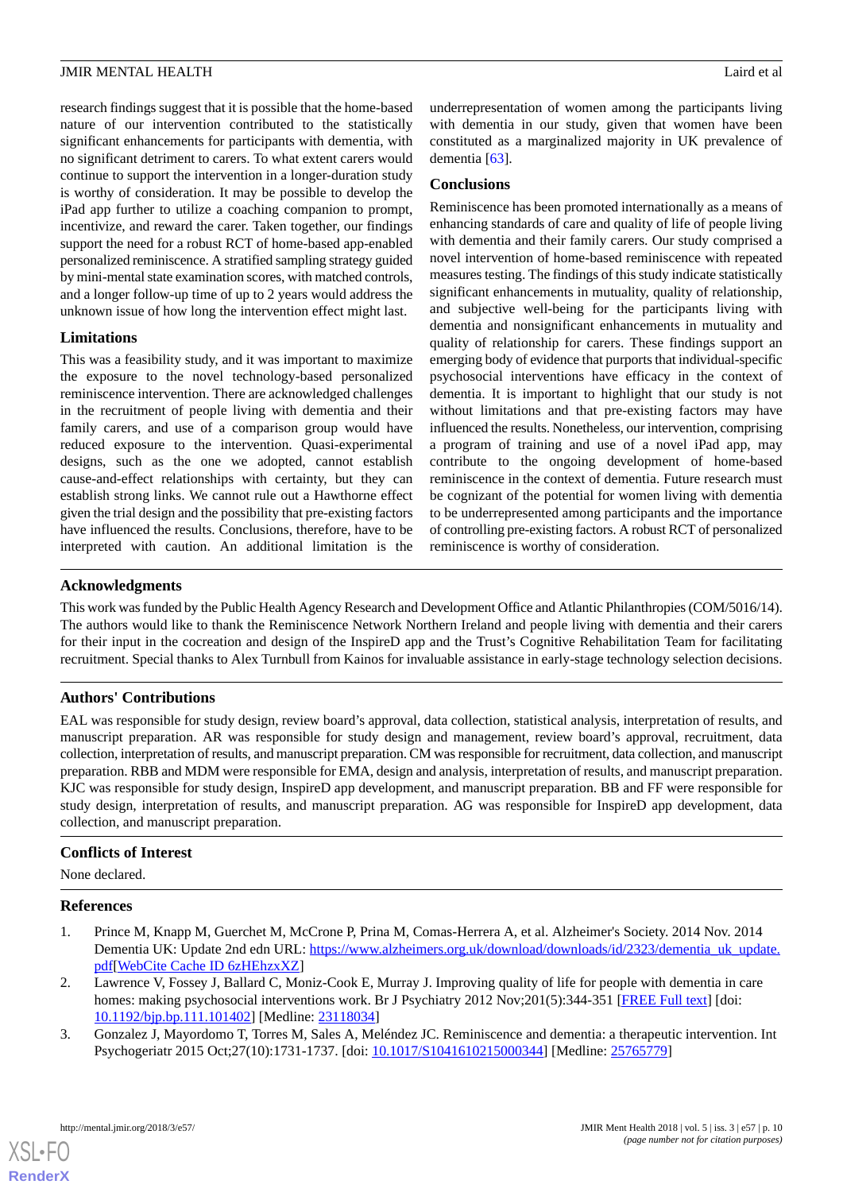research findings suggest that it is possible that the home-based nature of our intervention contributed to the statistically significant enhancements for participants with dementia, with no significant detriment to carers. To what extent carers would continue to support the intervention in a longer-duration study is worthy of consideration. It may be possible to develop the iPad app further to utilize a coaching companion to prompt, incentivize, and reward the carer. Taken together, our findings support the need for a robust RCT of home-based app-enabled personalized reminiscence. A stratified sampling strategy guided by mini-mental state examination scores, with matched controls, and a longer follow-up time of up to 2 years would address the unknown issue of how long the intervention effect might last.

### Limitations

This was a feasibility study, and it was important to maximize the exposure to the novel technology-based personalized reminiscence intervention. There are acknowledged challenges in the recruitment of people living with dementia and their family carers, and use of a comparison group would have reduced exposure to the intervention. Quasi-experimental designs, such as the one we adopted, cannot establish cause-and-effect relationships with certainty, but they can establish strong links. We cannot rule out a Hawthorne effect given the trial design and the possibility that pre-existing factors have influenced the results. Conclusions, therefore, have to be interpreted with caution. An additional limitation is the underrepresentation of women among the participants living with dementia in our study, given that women have been constituted as a marginalized majority in UK prevalence of dementia [63].

### Conclusions

Reminiscence has been promoted internationally as a means of enhancing standards of care and quality of life of people living with dementia and their family carers. Our study comprised a novel intervention of home-based reminiscence with repeated measures testing. The findings of this study indicate statistically significant enhancements in mutuality, quality of relationship, and subjective well-being for the participants living with dementia and nonsignificant enhancements in mutuality and quality of relationship for carers. These findings support an emerging body of evidence that purports that individual-specific psychosocial interventions have efficacy in the context of dementia. It is important to highlight that our study is not without limitations and that pre-existing factors may have influenced the results. Nonetheless, our intervention, comprising a program of training and use of a novel iPad app, may contribute to the ongoing development of home-based reminiscence in the context of dementia. Future research must be cognizant of the potential for women living with dementia to be underrepresented among participants and the importance of controlling pre-existing factors. A robust RCT of personalized reminiscence is worthy of consideration.

## Acknowledgments

This work was funded by the Public Health Agency Research and Development Office and Atlantic Philanthropies (COM/5016/14). The authors would like to thank the Reminiscence Network Northern Ireland and people living with dementia and their carers for their input in the cocreation and design of the InspireD app and the Trust's Cognitive Rehabilitation Team for facilitating recruitment. Special thanks to Alex Turnbull from Kainos for invaluable assistance in early-stage technology selection decisions.

## Authors' Contributions

EAL was responsible for study design, review board's approval, data collection, statistical analysis, interpretation of results, and manuscript preparation. AR was responsible for study design and management, review board's approval, recruitment, data collection, interpretation of results, and manuscript preparation. CM was responsible for recruitment, data collection, and manuscript preparation. RBB and MDM were responsible for EMA, design and analysis, interpretation of results, and manuscript preparation. KJC was responsible for study design, InspireD app development, and manuscript preparation. BB and FF were responsible for study design, interpretation of results, and manuscript preparation. AG was responsible for InspireD app development, data collection, and manuscript preparation.

## Conflicts of Interest

None declared.

## References

1. Prince M, Knapp M, Guerchet M, McCrone P, Prina M, Comas-Herrera A, et al. Alzheimer's Society. 2014 Nov. 2014 Dementia UK: Update 2nd edn URL: https://www.alzheimers.org.uk/download/downloads/id/2323/dementia_uk_update.pdf[WebCite Cache ID 6zHEhzxXZ]
2. Lawrence V, Fossey J, Ballard C, Moniz-Cook E, Murray J. Improving quality of life for people with dementia in care homes: making psychosocial interventions work. Br J Psychiatry 2012 Nov;201(5):344-351 [FREE Full text] [doi: 10.1192/bjp.bp.111.101402] [Medline: 23118034]
3. Gonzalez J, Mayordomo T, Torres M, Sales A, Meléndez JC. Reminiscence and dementia: a therapeutic intervention. Int Psychogeriatr 2015 Oct;27(10):1731-1737. [doi: 10.1017/S1041610215000344] [Medline: 25765779]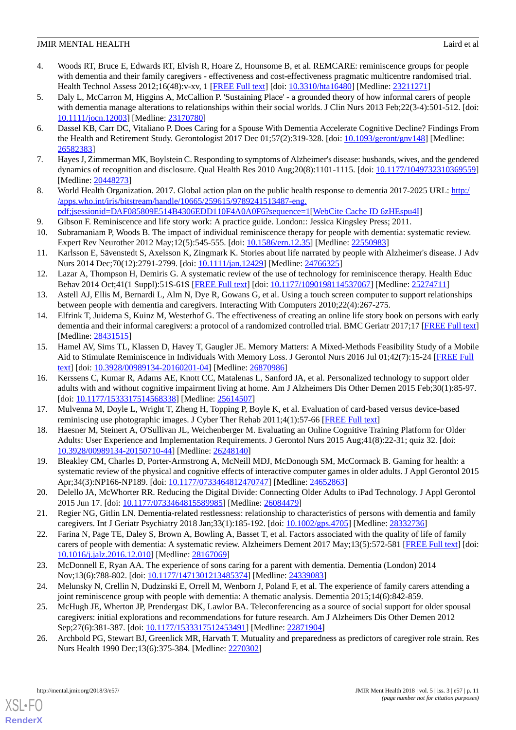4. Woods RT, Bruce E, Edwards RT, Elvish R, Hoare Z, Hounsome B, et al. REMCARE: reminiscence groups for people with dementia and their family caregivers - effectiveness and cost-effectiveness pragmatic multicentre randomised trial. Health Technol Assess 2012;16(48):v-xv, 1 [FREE Full text] [doi: 10.3310/hta16480] [Medline: 23211271]
5. Daly L, McCarron M, Higgins A, McCallion P. 'Sustaining Place' - a grounded theory of how informal carers of people with dementia manage alterations to relationships within their social worlds. J Clin Nurs 2013 Feb;22(3-4):501-512. [doi: 10.1111/jocn.12003] [Medline: 23170780]
6. Dassel KB, Carr DC, Vitaliano P. Does Caring for a Spouse With Dementia Accelerate Cognitive Decline? Findings From the Health and Retirement Study. Gerontologist 2017 Dec 01;57(2):319-328. [doi: 10.1093/geront/gnv148] [Medline: 26582383]
7. Hayes J, Zimmerman MK, Boylstein C. Responding to symptoms of Alzheimer's disease: husbands, wives, and the gendered dynamics of recognition and disclosure. Qual Health Res 2010 Aug;20(8):1101-1115. [doi: 10.1177/1049732310369559] [Medline: 20448273]
8. World Health Organization. 2017. Global action plan on the public health response to dementia 2017-2025 URL: http://apps.who.int/iris/bitstream/handle/10665/259615/9789241513487-eng.pdf;jsessionid=DAF085809E514B4306EDD110F4A0A0F6?sequence=1[WebCite Cache ID 6zHEspu4I]
9. Gibson F. Reminiscence and life story work: A practice guide. London:: Jessica Kingsley Press; 2011.
10. Subramaniam P, Woods B. The impact of individual reminiscence therapy for people with dementia: systematic review. Expert Rev Neurother 2012 May;12(5):545-555. [doi: 10.1586/ern.12.35] [Medline: 22550983]
11. Karlsson E, Sävenstedt S, Axelsson K, Zingmark K. Stories about life narrated by people with Alzheimer's disease. J Adv Nurs 2014 Dec;70(12):2791-2799. [doi: 10.1111/jan.12429] [Medline: 24766325]
12. Lazar A, Thompson H, Demiris G. A systematic review of the use of technology for reminiscence therapy. Health Educ Behav 2014 Oct;41(1 Suppl):51S-61S [FREE Full text] [doi: 10.1177/1090198114537067] [Medline: 25274711]
13. Astell AJ, Ellis M, Bernardi L, Alm N, Dye R, Gowans G, et al. Using a touch screen computer to support relationships between people with dementia and caregivers. Interacting With Computers 2010;22(4):267-275.
14. Elfrink T, Juidema S, Kuinz M, Westerhof G. The effectiveness of creating an online life story book on persons with early dementia and their informal caregivers: a protocol of a randomized controlled trial. BMC Geriatr 2017;17 [FREE Full text] [Medline: 28431515]
15. Hamel AV, Sims TL, Klassen D, Havey T, Gaugler JE. Memory Matters: A Mixed-Methods Feasibility Study of a Mobile Aid to Stimulate Reminiscence in Individuals With Memory Loss. J Gerontol Nurs 2016 Jul 01;42(7):15-24 [FREE Full text] [doi: 10.3928/00989134-20160201-04] [Medline: 26870986]
16. Kerssens C, Kumar R, Adams AE, Knott CC, Matalenas L, Sanford JA, et al. Personalized technology to support older adults with and without cognitive impairment living at home. Am J Alzheimers Dis Other Demen 2015 Feb;30(1):85-97. [doi: 10.1177/1533317514568338] [Medline: 25614507]
17. Mulvenna M, Doyle L, Wright T, Zheng H, Topping P, Boyle K, et al. Evaluation of card-based versus device-based reminiscing use photographic images. J Cyber Ther Rehab 2011;4(1):57-66 [FREE Full text]
18. Haesner M, Steinert A, O'Sullivan JL, Weichenberger M. Evaluating an Online Cognitive Training Platform for Older Adults: User Experience and Implementation Requirements. J Gerontol Nurs 2015 Aug;41(8):22-31; quiz 32. [doi: 10.3928/00989134-20150710-44] [Medline: 26248140]
19. Bleakley CM, Charles D, Porter-Armstrong A, McNeill MDJ, McDonough SM, McCormack B. Gaming for health: a systematic review of the physical and cognitive effects of interactive computer games in older adults. J Appl Gerontol 2015 Apr;34(3):NP166-NP189. [doi: 10.1177/0733464812470747] [Medline: 24652863]
20. Delello JA, McWhorter RR. Reducing the Digital Divide: Connecting Older Adults to iPad Technology. J Appl Gerontol 2015 Jun 17. [doi: 10.1177/0733464815589985] [Medline: 26084479]
21. Regier NG, Gitlin LN. Dementia-related restlessness: relationship to characteristics of persons with dementia and family caregivers. Int J Geriatr Psychiatry 2018 Jan;33(1):185-192. [doi: 10.1002/gps.4705] [Medline: 28332736]
22. Farina N, Page TE, Daley S, Brown A, Bowling A, Basset T, et al. Factors associated with the quality of life of family carers of people with dementia: A systematic review. Alzheimers Dement 2017 May;13(5):572-581 [FREE Full text] [doi: 10.1016/j.jalz.2016.12.010] [Medline: 28167069]
23. McDonnell E, Ryan AA. The experience of sons caring for a parent with dementia. Dementia (London) 2014 Nov;13(6):788-802. [doi: 10.1177/1471301213485374] [Medline: 24339083]
24. Melunsky N, Crellin N, Dudzinski E, Orrell M, Wenborn J, Poland F, et al. The experience of family carers attending a joint reminiscence group with people with dementia: A thematic analysis. Dementia 2015;14(6):842-859.
25. McHugh JE, Wherton JP, Prendergast DK, Lawlor BA. Teleconferencing as a source of social support for older spousal caregivers: initial explorations and recommendations for future research. Am J Alzheimers Dis Other Demen 2012 Sep;27(6):381-387. [doi: 10.1177/1533317512453491] [Medline: 22871904]
26. Archbold PG, Stewart BJ, Greenlick MR, Harvath T. Mutuality and preparedness as predictors of caregiver role strain. Res Nurs Health 1990 Dec;13(6):375-384. [Medline: 2270302]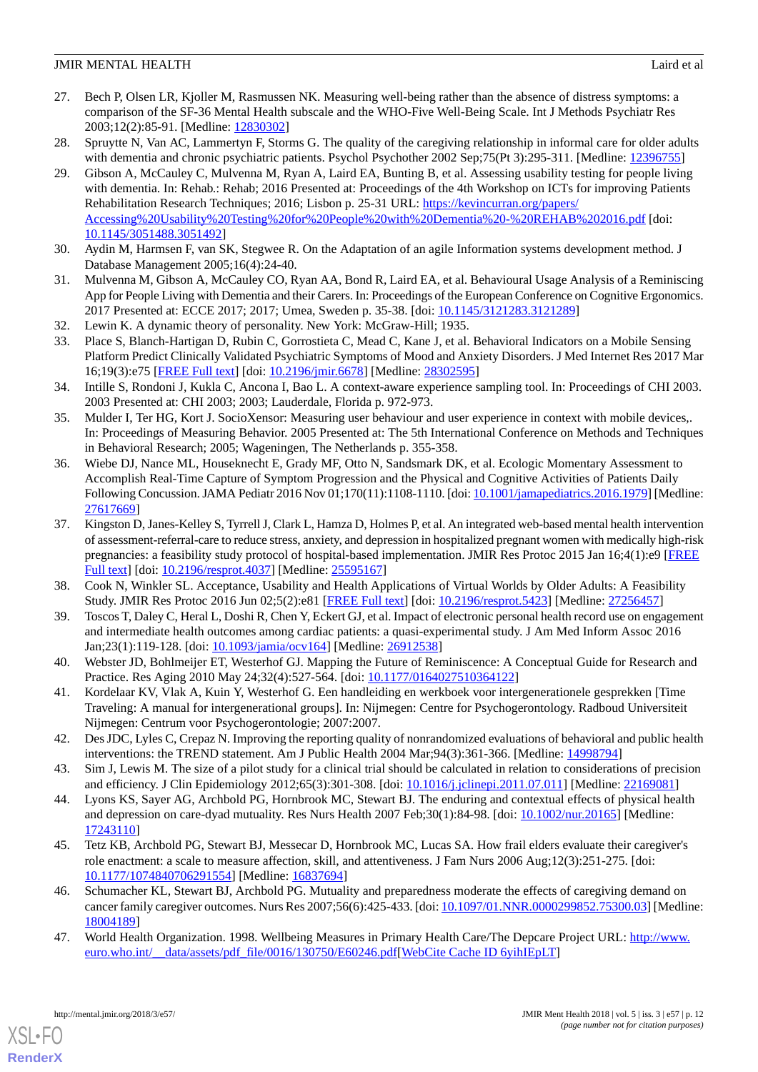27. Bech P, Olsen LR, Kjoller M, Rasmussen NK. Measuring well-being rather than the absence of distress symptoms: a comparison of the SF-36 Mental Health subscale and the WHO-Five Well-Being Scale. Int J Methods Psychiatr Res 2003;12(2):85-91. [Medline: 12830302]
28. Spruytte N, Van AC, Lammertyn F, Storms G. The quality of the caregiving relationship in informal care for older adults with dementia and chronic psychiatric patients. Psychol Psychother 2002 Sep;75(Pt 3):295-311. [Medline: 12396755]
29. Gibson A, McCauley C, Mulvenna M, Ryan A, Laird EA, Bunting B, et al. Assessing usability testing for people living with dementia. In: Rehab.: Rehab; 2016 Presented at: Proceedings of the 4th Workshop on ICTs for improving Patients Rehabilitation Research Techniques; 2016; Lisbon p. 25-31 URL: https://kevincurran.org/papers/Accessing%20Usability%20Testing%20for%20People%20with%20Dementia%20-%20REHAB%202016.pdf [doi: 10.1145/3051488.3051492]
30. Aydin M, Harmsen F, van SK, Stegwee R. On the Adaptation of an agile Information systems development method. J Database Management 2005;16(4):24-40.
31. Mulvenna M, Gibson A, McCauley CO, Ryan AA, Bond R, Laird EA, et al. Behavioural Usage Analysis of a Reminiscing App for People Living with Dementia and their Carers. In: Proceedings of the European Conference on Cognitive Ergonomics. 2017 Presented at: ECCE 2017; 2017; Umea, Sweden p. 35-38. [doi: 10.1145/3121283.3121289]
32. Lewin K. A dynamic theory of personality. New York: McGraw-Hill; 1935.
33. Place S, Blanch-Hartigan D, Rubin C, Gorrostieta C, Mead C, Kane J, et al. Behavioral Indicators on a Mobile Sensing Platform Predict Clinically Validated Psychiatric Symptoms of Mood and Anxiety Disorders. J Med Internet Res 2017 Mar 16;19(3):e75 [FREE Full text] [doi: 10.2196/jmir.6678] [Medline: 28302595]
34. Intille S, Rondoni J, Kukla C, Ancona I, Bao L. A context-aware experience sampling tool. In: Proceedings of CHI 2003. 2003 Presented at: CHI 2003; 2003; Lauderdale, Florida p. 972-973.
35. Mulder I, Ter HG, Kort J. SocioXensor: Measuring user behaviour and user experience in context with mobile devices,. In: Proceedings of Measuring Behavior. 2005 Presented at: The 5th International Conference on Methods and Techniques in Behavioral Research; 2005; Wageningen, The Netherlands p. 355-358.
36. Wiebe DJ, Nance ML, Houseknecht E, Grady MF, Otto N, Sandsmark DK, et al. Ecologic Momentary Assessment to Accomplish Real-Time Capture of Symptom Progression and the Physical and Cognitive Activities of Patients Daily Following Concussion. JAMA Pediatr 2016 Nov 01;170(11):1108-1110. [doi: 10.1001/jamapediatrics.2016.1979] [Medline: 27617669]
37. Kingston D, Janes-Kelley S, Tyrrell J, Clark L, Hamza D, Holmes P, et al. An integrated web-based mental health intervention of assessment-referral-care to reduce stress, anxiety, and depression in hospitalized pregnant women with medically high-risk pregnancies: a feasibility study protocol of hospital-based implementation. JMIR Res Protoc 2015 Jan 16;4(1):e9 [FREE Full text] [doi: 10.2196/resprot.4037] [Medline: 25595167]
38. Cook N, Winkler SL. Acceptance, Usability and Health Applications of Virtual Worlds by Older Adults: A Feasibility Study. JMIR Res Protoc 2016 Jun 02;5(2):e81 [FREE Full text] [doi: 10.2196/resprot.5423] [Medline: 27256457]
39. Toscos T, Daley C, Heral L, Doshi R, Chen Y, Eckert GJ, et al. Impact of electronic personal health record use on engagement and intermediate health outcomes among cardiac patients: a quasi-experimental study. J Am Med Inform Assoc 2016 Jan;23(1):119-128. [doi: 10.1093/jamia/ocv164] [Medline: 26912538]
40. Webster JD, Bohlmeijer ET, Westerhof GJ. Mapping the Future of Reminiscence: A Conceptual Guide for Research and Practice. Res Aging 2010 May 24;32(4):527-564. [doi: 10.1177/0164027510364122]
41. Kordelaar KV, Vlak A, Kuin Y, Westerhof G. Een handleiding en werkboek voor intergenerationele gesprekken [Time Traveling: A manual for intergenerational groups]. In: Nijmegen: Centre for Psychogerontology. Radboud Universiteit Nijmegen: Centrum voor Psychogerontologie; 2007:2007.
42. Des JDC, Lyles C, Crepaz N. Improving the reporting quality of nonrandomized evaluations of behavioral and public health interventions: the TREND statement. Am J Public Health 2004 Mar;94(3):361-366. [Medline: 14998794]
43. Sim J, Lewis M. The size of a pilot study for a clinical trial should be calculated in relation to considerations of precision and efficiency. J Clin Epidemiology 2012;65(3):301-308. [doi: 10.1016/j.jclinepi.2011.07.011] [Medline: 22169081]
44. Lyons KS, Sayer AG, Archbold PG, Hornbrook MC, Stewart BJ. The enduring and contextual effects of physical health and depression on care-dyad mutuality. Res Nurs Health 2007 Feb;30(1):84-98. [doi: 10.1002/nur.20165] [Medline: 17243110]
45. Tetz KB, Archbold PG, Stewart BJ, Messecar D, Hornbrook MC, Lucas SA. How frail elders evaluate their caregiver's role enactment: a scale to measure affection, skill, and attentiveness. J Fam Nurs 2006 Aug;12(3):251-275. [doi: 10.1177/1074840706291554] [Medline: 16837694]
46. Schumacher KL, Stewart BJ, Archbold PG. Mutuality and preparedness moderate the effects of caregiving demand on cancer family caregiver outcomes. Nurs Res 2007;56(6):425-433. [doi: 10.1097/01.NNR.0000299852.75300.03] [Medline: 18004189]
47. World Health Organization. 1998. Wellbeing Measures in Primary Health Care/The Depcare Project URL: http://www.euro.who.int/__data/assets/pdf_file/0016/130750/E60246.pdf[WebCite Cache ID 6yihIEpLT]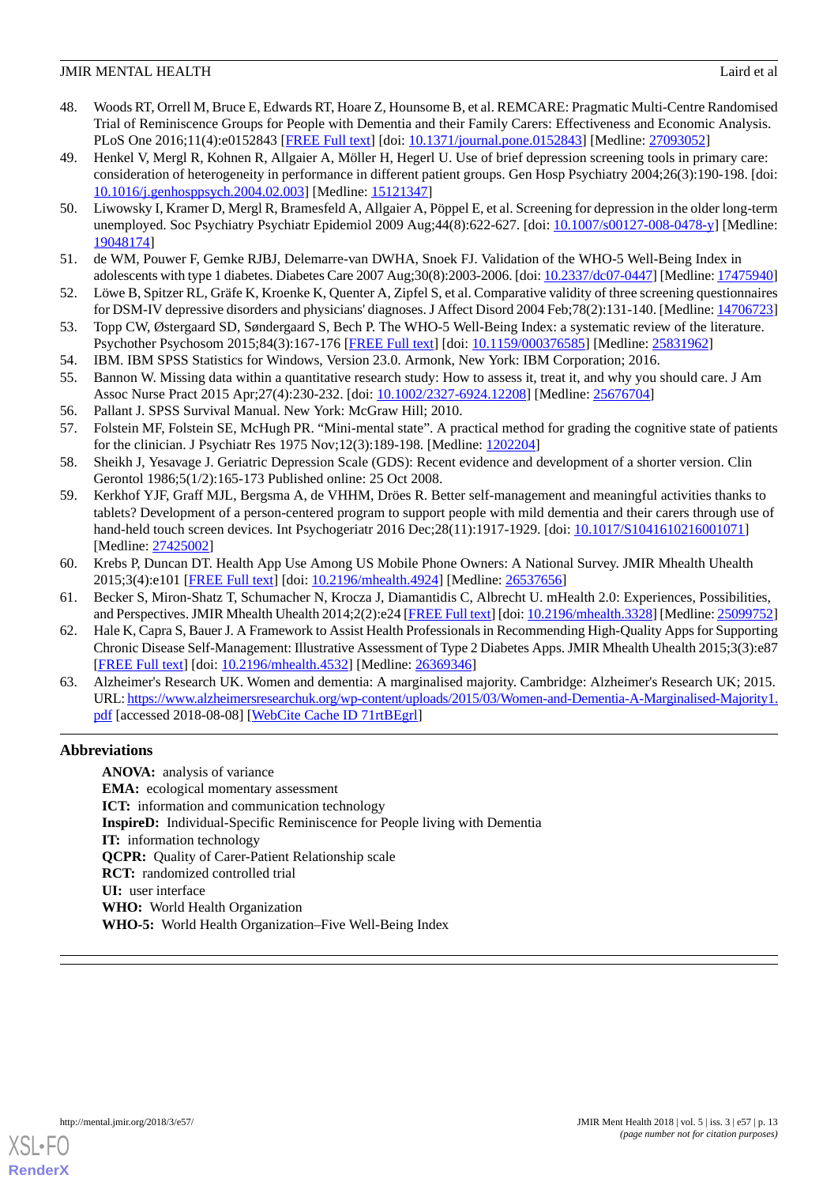48. Woods RT, Orrell M, Bruce E, Edwards RT, Hoare Z, Hounsome B, et al. REMCARE: Pragmatic Multi-Centre Randomised Trial of Reminiscence Groups for People with Dementia and their Family Carers: Effectiveness and Economic Analysis. PLoS One 2016;11(4):e0152843 [FREE Full text] [doi: 10.1371/journal.pone.0152843] [Medline: 27093052]
49. Henkel V, Mergl R, Kohnen R, Allgaier A, Möller H, Hegerl U. Use of brief depression screening tools in primary care: consideration of heterogeneity in performance in different patient groups. Gen Hosp Psychiatry 2004;26(3):190-198. [doi: 10.1016/j.genhosppsych.2004.02.003] [Medline: 15121347]
50. Liwowsky I, Kramer D, Mergl R, Bramesfeld A, Allgaier A, Pöppel E, et al. Screening for depression in the older long-term unemployed. Soc Psychiatry Psychiatr Epidemiol 2009 Aug;44(8):622-627. [doi: 10.1007/s00127-008-0478-y] [Medline: 19048174]
51. de WM, Pouwer F, Gemke RJBJ, Delemarre-van DWHA, Snoek FJ. Validation of the WHO-5 Well-Being Index in adolescents with type 1 diabetes. Diabetes Care 2007 Aug;30(8):2003-2006. [doi: 10.2337/dc07-0447] [Medline: 17475940]
52. Löwe B, Spitzer RL, Gräfe K, Kroenke K, Quenter A, Zipfel S, et al. Comparative validity of three screening questionnaires for DSM-IV depressive disorders and physicians' diagnoses. J Affect Disord 2004 Feb;78(2):131-140. [Medline: 14706723]
53. Topp CW, Østergaard SD, Søndergaard S, Bech P. The WHO-5 Well-Being Index: a systematic review of the literature. Psychother Psychosom 2015;84(3):167-176 [FREE Full text] [doi: 10.1159/000376585] [Medline: 25831962]
54. IBM. IBM SPSS Statistics for Windows, Version 23.0. Armonk, New York: IBM Corporation; 2016.
55. Bannon W. Missing data within a quantitative research study: How to assess it, treat it, and why you should care. J Am Assoc Nurse Pract 2015 Apr;27(4):230-232. [doi: 10.1002/2327-6924.12208] [Medline: 25676704]
56. Pallant J. SPSS Survival Manual. New York: McGraw Hill; 2010.
57. Folstein MF, Folstein SE, McHugh PR. "Mini-mental state". A practical method for grading the cognitive state of patients for the clinician. J Psychiatr Res 1975 Nov;12(3):189-198. [Medline: 1202204]
58. Sheikh J, Yesavage J. Geriatric Depression Scale (GDS): Recent evidence and development of a shorter version. Clin Gerontol 1986;5(1/2):165-173 Published online: 25 Oct 2008.
59. Kerkhof YJF, Graff MJL, Bergsma A, de VHHM, Dröes R. Better self-management and meaningful activities thanks to tablets? Development of a person-centered program to support people with mild dementia and their carers through use of hand-held touch screen devices. Int Psychogeriatr 2016 Dec;28(11):1917-1929. [doi: 10.1017/S1041610216001071] [Medline: 27425002]
60. Krebs P, Duncan DT. Health App Use Among US Mobile Phone Owners: A National Survey. JMIR Mhealth Uhealth 2015;3(4):e101 [FREE Full text] [doi: 10.2196/mhealth.4924] [Medline: 26537656]
61. Becker S, Miron-Shatz T, Schumacher N, Krocza J, Diamantidis C, Albrecht U. mHealth 2.0: Experiences, Possibilities, and Perspectives. JMIR Mhealth Uhealth 2014;2(2):e24 [FREE Full text] [doi: 10.2196/mhealth.3328] [Medline: 25099752]
62. Hale K, Capra S, Bauer J. A Framework to Assist Health Professionals in Recommending High-Quality Apps for Supporting Chronic Disease Self-Management: Illustrative Assessment of Type 2 Diabetes Apps. JMIR Mhealth Uhealth 2015;3(3):e87 [FREE Full text] [doi: 10.2196/mhealth.4532] [Medline: 26369346]
63. Alzheimer's Research UK. Women and dementia: A marginalised majority. Cambridge: Alzheimer's Research UK; 2015. URL: https://www.alzheimersresearchuk.org/wp-content/uploads/2015/03/Women-and-Dementia-A-Marginalised-Majority1.pdf [accessed 2018-08-08] [WebCite Cache ID 71rtBEgrl]

## Abbreviations

**ANOVA:** analysis of variance
**EMA:** ecological momentary assessment
**ICT:** information and communication technology
**InspireD:** Individual-Specific Reminiscence for People living with Dementia
**IT:** information technology
**QCPR:** Quality of Carer-Patient Relationship scale
**RCT:** randomized controlled trial
**UI:** user interface
**WHO:** World Health Organization
**WHO-5:** World Health Organization–Five Well-Being Index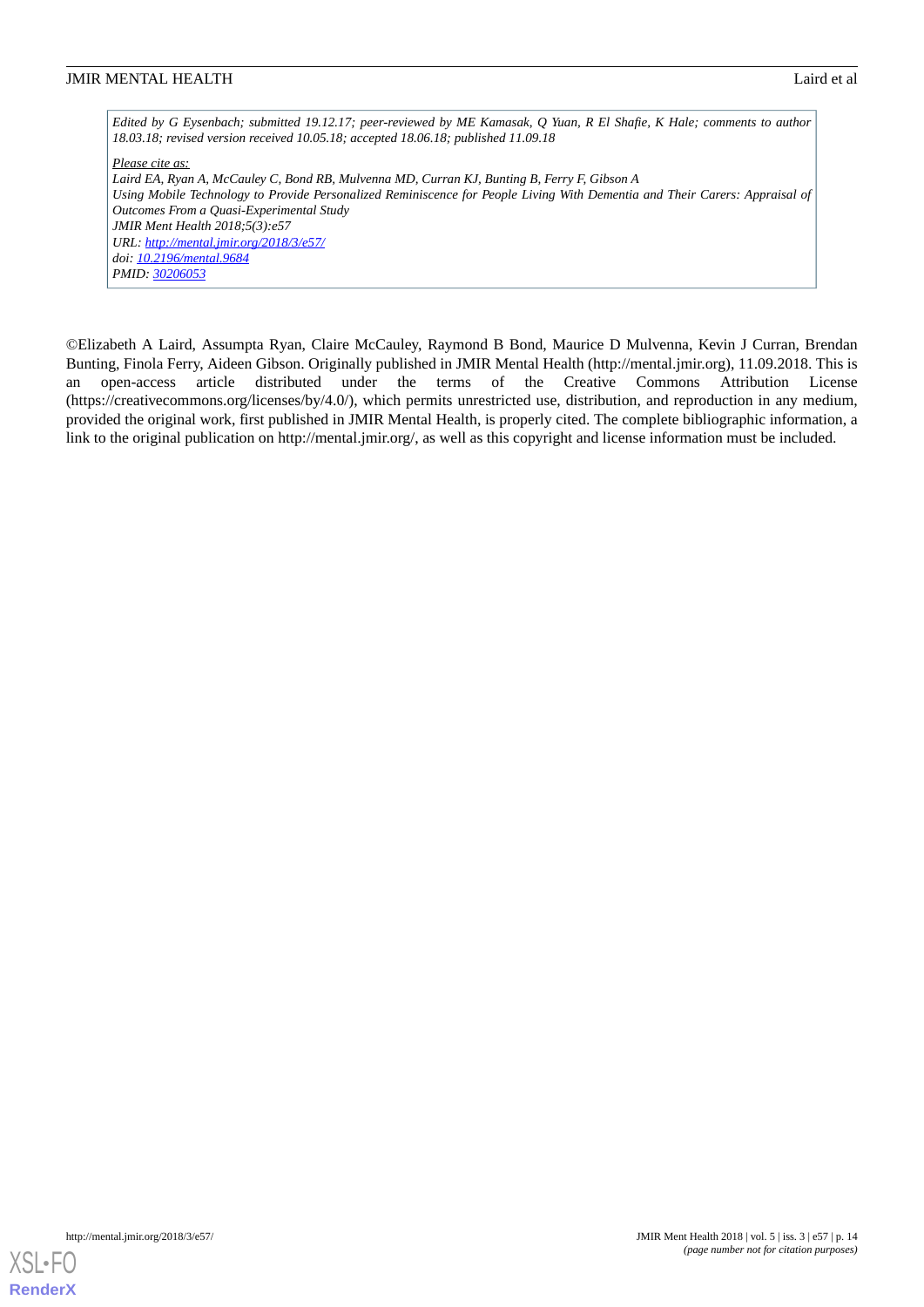*Edited by G Eysenbach; submitted 19.12.17; peer-reviewed by ME Kamasak, Q Yuan, R El Shafie, K Hale; comments to author 18.03.18; revised version received 10.05.18; accepted 18.06.18; published 11.09.18*

*Please cite as:*
*Laird EA, Ryan A, McCauley C, Bond RB, Mulvenna MD, Curran KJ, Bunting B, Ferry F, Gibson A*
*Using Mobile Technology to Provide Personalized Reminiscence for People Living With Dementia and Their Carers: Appraisal of Outcomes From a Quasi-Experimental Study*
*JMIR Ment Health 2018;5(3):e57*
*URL: [http://mental.jmir.org/2018/3/e57/](http://mental.jmir.org/2018/3/e57/)*
*doi: [10.2196/mental.9684](10.2196/mental.9684)*
*PMID: [30206053](30206053)*

©Elizabeth A Laird, Assumpta Ryan, Claire McCauley, Raymond B Bond, Maurice D Mulvenna, Kevin J Curran, Brendan Bunting, Finola Ferry, Aideen Gibson. Originally published in JMIR Mental Health (http://mental.jmir.org), 11.09.2018. This is an open-access article distributed under the terms of the Creative Commons Attribution License (https://creativecommons.org/licenses/by/4.0/), which permits unrestricted use, distribution, and reproduction in any medium, provided the original work, first published in JMIR Mental Health, is properly cited. The complete bibliographic information, a link to the original publication on http://mental.jmir.org/, as well as this copyright and license information must be included.